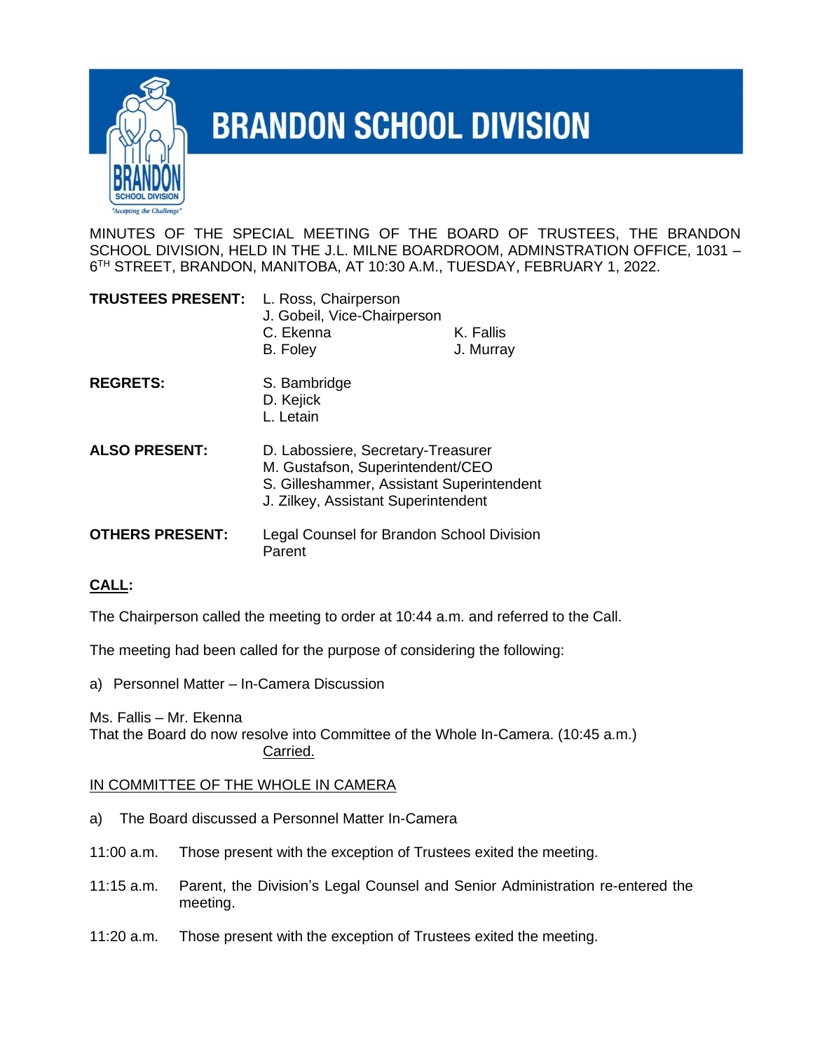# BRANDON SCHOOL DIVISION

MINUTES OF THE SPECIAL MEETING OF THE BOARD OF TRUSTEES, THE BRANDON SCHOOL DIVISION, HELD IN THE J.L. MILNE BOARDROOM, ADMINSTRATION OFFICE, 1031 – 6TH STREET, BRANDON, MANITOBA, AT 10:30 A.M., TUESDAY, FEBRUARY 1, 2022.

**TRUSTEES PRESENT:** L. Ross, Chairperson
J. Gobeil, Vice-Chairperson
C. Ekenna
K. Fallis
B. Foley
J. Murray

**REGRETS:** S. Bambridge
D. Kejick
L. Letain

**ALSO PRESENT:** D. Labossiere, Secretary-Treasurer
M. Gustafson, Superintendent/CEO
S. Gilleshammer, Assistant Superintendent
J. Zilkey, Assistant Superintendent

**OTHERS PRESENT:** Legal Counsel for Brandon School Division
Parent

## CALL:

The Chairperson called the meeting to order at 10:44 a.m. and referred to the Call.

The meeting had been called for the purpose of considering the following:

a) Personnel Matter – In-Camera Discussion

Ms. Fallis – Mr. Ekenna
That the Board do now resolve into Committee of the Whole In-Camera. (10:45 a.m.)
Carried.

IN COMMITTEE OF THE WHOLE IN CAMERA

a) The Board discussed a Personnel Matter In-Camera

11:00 a.m. Those present with the exception of Trustees exited the meeting.

11:15 a.m. Parent, the Division's Legal Counsel and Senior Administration re-entered the meeting.

11:20 a.m. Those present with the exception of Trustees exited the meeting.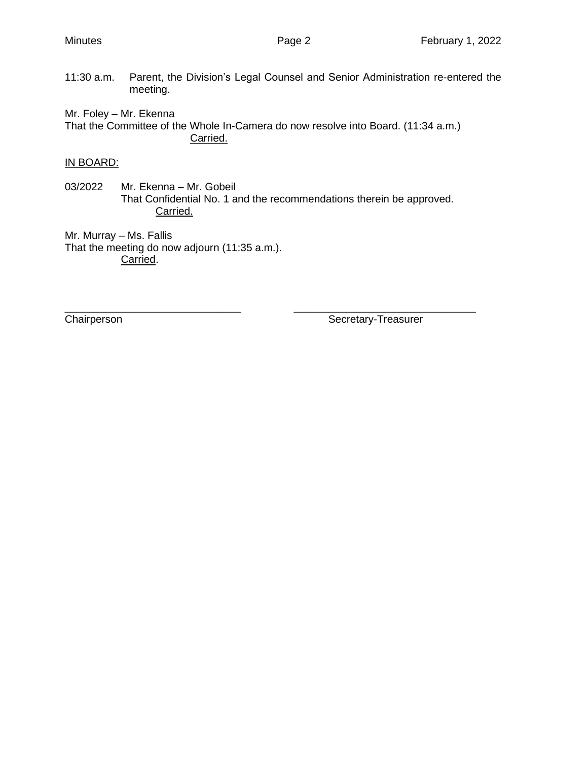11:30 a.m. Parent, the Division's Legal Counsel and Senior Administration re-entered the meeting.

Mr. Foley – Mr. Ekenna
That the Committee of the Whole In-Camera do now resolve into Board. (11:34 a.m.)
Carried.

IN BOARD:

03/2022 Mr. Ekenna – Mr. Gobeil
That Confidential No. 1 and the recommendations therein be approved.
Carried.

Mr. Murray – Ms. Fallis
That the meeting do now adjourn (11:35 a.m.).
Carried.

\_\_\_\_\_\_\_\_\_\_\_\_\_\_\_\_\_\_\_\_\_\_\_\_\_\_\_\_\_\_
Chairperson

\_\_\_\_\_\_\_\_\_\_\_\_\_\_\_\_\_\_\_\_\_\_\_\_\_\_\_\_\_\_
Secretary-Treasurer